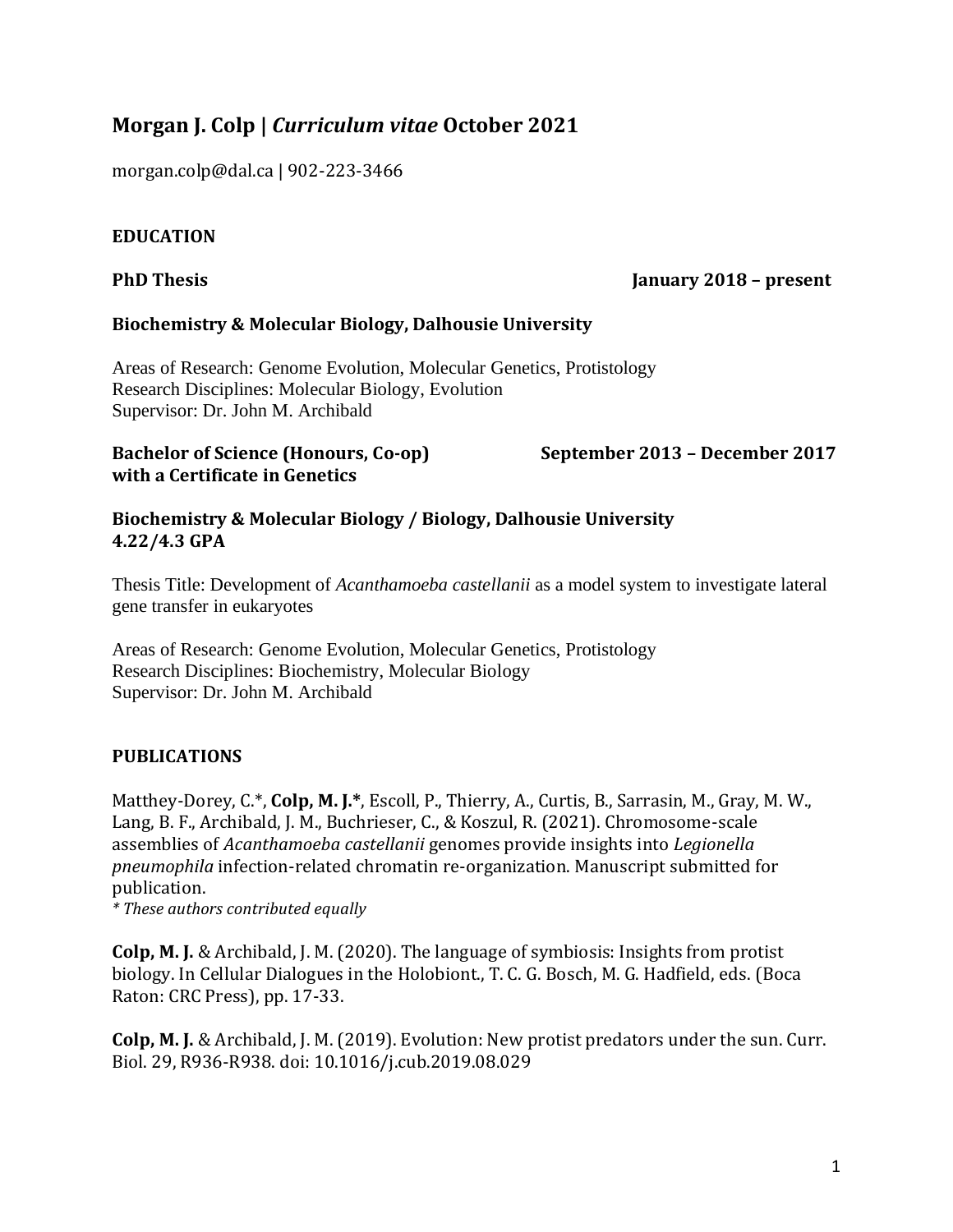# Morgan J. Colp | *Curriculum vitae* October 2021

morgan.colp@dal.ca | 902-223-3466

## EDUCATION

**PhD Thesis** **January 2018 – present**

**Biochemistry & Molecular Biology, Dalhousie University**

Areas of Research: Genome Evolution, Molecular Genetics, Protistology
Research Disciplines: Molecular Biology, Evolution
Supervisor: Dr. John M. Archibald

**Bachelor of Science (Honours, Co-op) with a Certificate in Genetics** **September 2013 – December 2017**

**Biochemistry & Molecular Biology / Biology, Dalhousie University**
**4.22/4.3 GPA**

Thesis Title: Development of *Acanthamoeba castellanii* as a model system to investigate lateral gene transfer in eukaryotes

Areas of Research: Genome Evolution, Molecular Genetics, Protistology
Research Disciplines: Biochemistry, Molecular Biology
Supervisor: Dr. John M. Archibald

## PUBLICATIONS

Matthey-Dorey, C.*, **Colp, M. J.***, Escoll, P., Thierry, A., Curtis, B., Sarrasin, M., Gray, M. W., Lang, B. F., Archibald, J. M., Buchrieser, C., & Koszul, R. (2021). Chromosome-scale assemblies of *Acanthamoeba castellanii* genomes provide insights into *Legionella pneumophila* infection-related chromatin re-organization. Manuscript submitted for publication.
*\* These authors contributed equally*

**Colp, M. J.** & Archibald, J. M. (2020). The language of symbiosis: Insights from protist biology. In Cellular Dialogues in the Holobiont., T. C. G. Bosch, M. G. Hadfield, eds. (Boca Raton: CRC Press), pp. 17-33.

**Colp, M. J.** & Archibald, J. M. (2019). Evolution: New protist predators under the sun. Curr. Biol. 29, R936-R938. doi: 10.1016/j.cub.2019.08.029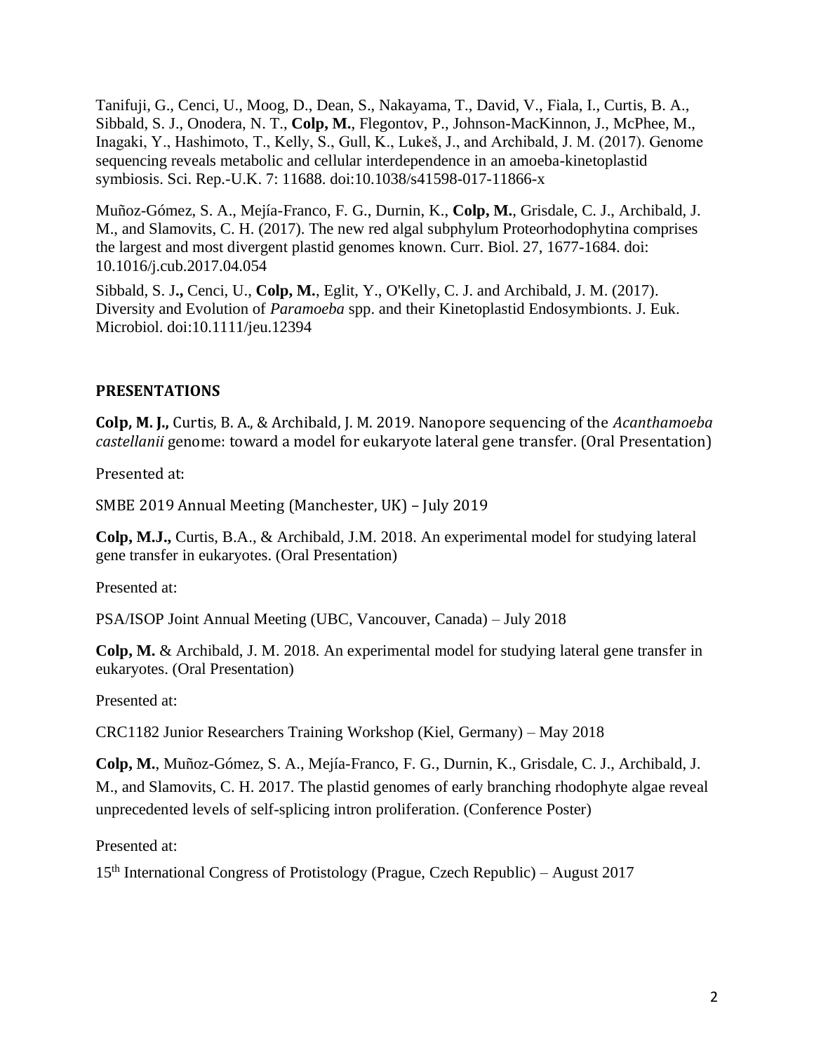Tanifuji, G., Cenci, U., Moog, D., Dean, S., Nakayama, T., David, V., Fiala, I., Curtis, B. A., Sibbald, S. J., Onodera, N. T., **Colp, M.**, Flegontov, P., Johnson-MacKinnon, J., McPhee, M., Inagaki, Y., Hashimoto, T., Kelly, S., Gull, K., Lukeš, J., and Archibald, J. M. (2017). Genome sequencing reveals metabolic and cellular interdependence in an amoeba-kinetoplastid symbiosis. Sci. Rep.-U.K. 7: 11688. doi:10.1038/s41598-017-11866-x

Muñoz-Gómez, S. A., Mejía-Franco, F. G., Durnin, K., **Colp, M.**, Grisdale, C. J., Archibald, J. M., and Slamovits, C. H. (2017). The new red algal subphylum Proteorhodophytina comprises the largest and most divergent plastid genomes known. Curr. Biol. 27, 1677-1684. doi: 10.1016/j.cub.2017.04.054

Sibbald, S. J**.,** Cenci, U., **Colp, M.**, Eglit, Y., O'Kelly, C. J. and Archibald, J. M. (2017). Diversity and Evolution of *Paramoeba* spp. and their Kinetoplastid Endosymbionts. J. Euk. Microbiol. doi:10.1111/jeu.12394

## PRESENTATIONS

**Colp, M. J.,** Curtis, B. A., & Archibald, J. M. 2019. Nanopore sequencing of the *Acanthamoeba castellanii* genome: toward a model for eukaryote lateral gene transfer. (Oral Presentation)

Presented at:

SMBE 2019 Annual Meeting (Manchester, UK) – July 2019

**Colp, M.J.,** Curtis, B.A., & Archibald, J.M. 2018. An experimental model for studying lateral gene transfer in eukaryotes. (Oral Presentation)

Presented at:

PSA/ISOP Joint Annual Meeting (UBC, Vancouver, Canada) – July 2018

**Colp, M.** & Archibald, J. M. 2018. An experimental model for studying lateral gene transfer in eukaryotes. (Oral Presentation)

Presented at:

CRC1182 Junior Researchers Training Workshop (Kiel, Germany) – May 2018

**Colp, M.**, Muñoz-Gómez, S. A., Mejía-Franco, F. G., Durnin, K., Grisdale, C. J., Archibald, J. M., and Slamovits, C. H. 2017. The plastid genomes of early branching rhodophyte algae reveal unprecedented levels of self-splicing intron proliferation. (Conference Poster)

Presented at:

15th International Congress of Protistology (Prague, Czech Republic) – August 2017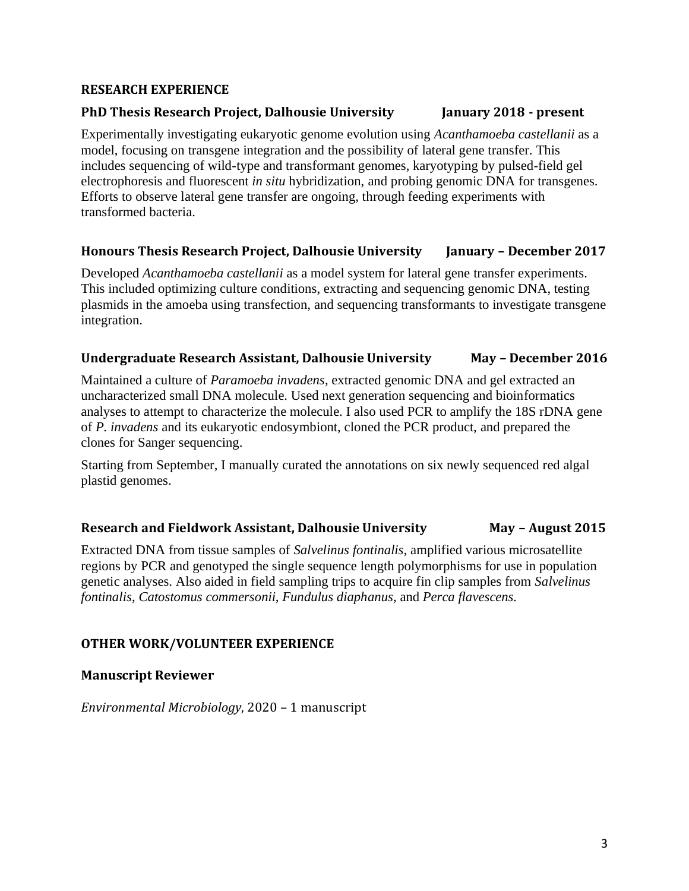## RESEARCH EXPERIENCE

### PhD Thesis Research Project, Dalhousie University — January 2018 - present

Experimentally investigating eukaryotic genome evolution using *Acanthamoeba castellanii* as a model, focusing on transgene integration and the possibility of lateral gene transfer. This includes sequencing of wild-type and transformant genomes, karyotyping by pulsed-field gel electrophoresis and fluorescent *in situ* hybridization, and probing genomic DNA for transgenes. Efforts to observe lateral gene transfer are ongoing, through feeding experiments with transformed bacteria.

### Honours Thesis Research Project, Dalhousie University — January – December 2017

Developed *Acanthamoeba castellanii* as a model system for lateral gene transfer experiments. This included optimizing culture conditions, extracting and sequencing genomic DNA, testing plasmids in the amoeba using transfection, and sequencing transformants to investigate transgene integration.

### Undergraduate Research Assistant, Dalhousie University — May – December 2016

Maintained a culture of *Paramoeba invadens*, extracted genomic DNA and gel extracted an uncharacterized small DNA molecule. Used next generation sequencing and bioinformatics analyses to attempt to characterize the molecule. I also used PCR to amplify the 18S rDNA gene of *P. invadens* and its eukaryotic endosymbiont, cloned the PCR product, and prepared the clones for Sanger sequencing.

Starting from September, I manually curated the annotations on six newly sequenced red algal plastid genomes.

### Research and Fieldwork Assistant, Dalhousie University — May – August 2015

Extracted DNA from tissue samples of *Salvelinus fontinalis*, amplified various microsatellite regions by PCR and genotyped the single sequence length polymorphisms for use in population genetic analyses. Also aided in field sampling trips to acquire fin clip samples from *Salvelinus fontinalis*, *Catostomus commersonii*, *Fundulus diaphanus,* and *Perca flavescens.*

## OTHER WORK/VOLUNTEER EXPERIENCE

### Manuscript Reviewer

*Environmental Microbiology,* 2020 – 1 manuscript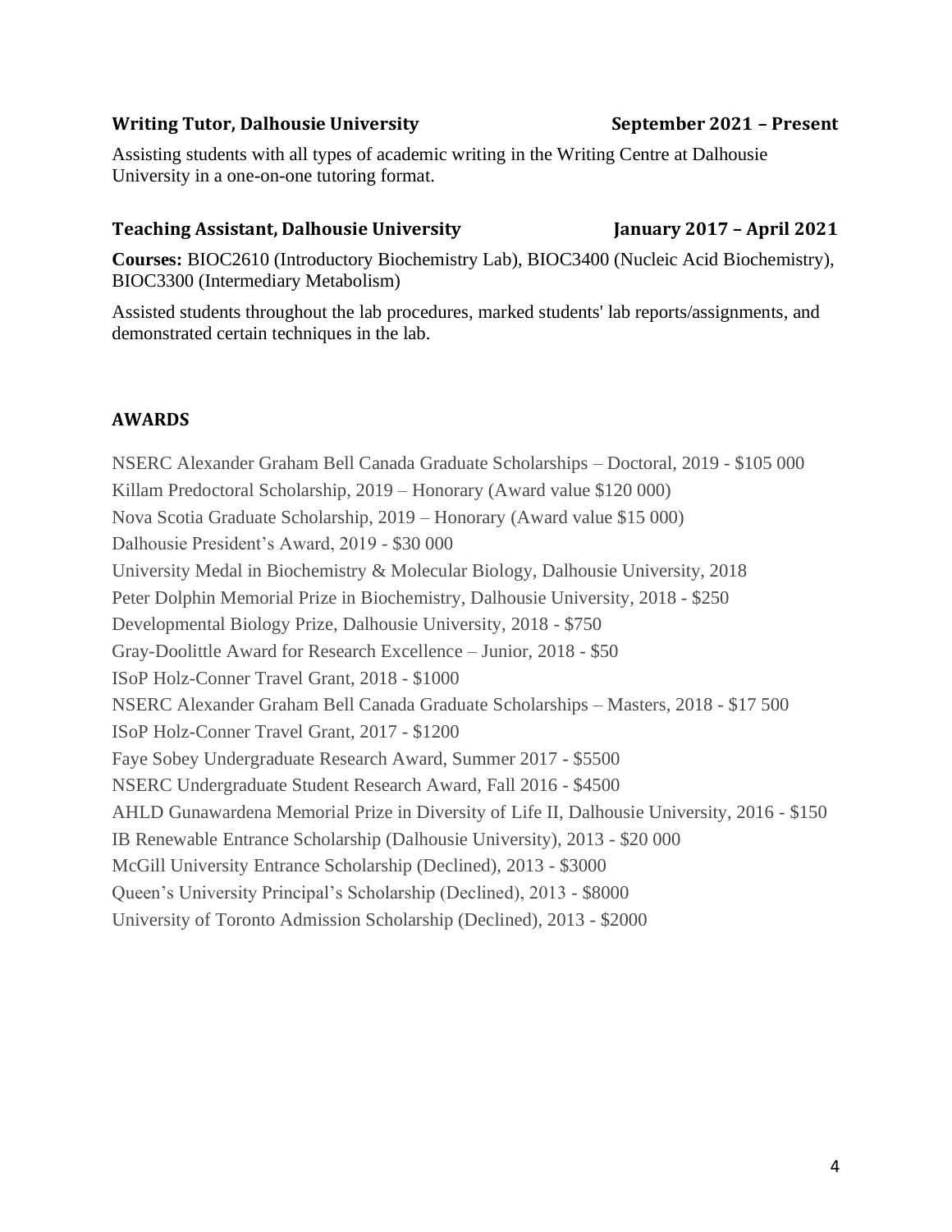**Writing Tutor, Dalhousie University** **September 2021 – Present**

Assisting students with all types of academic writing in the Writing Centre at Dalhousie University in a one-on-one tutoring format.

**Teaching Assistant, Dalhousie University** **January 2017 – April 2021**

**Courses:** BIOC2610 (Introductory Biochemistry Lab), BIOC3400 (Nucleic Acid Biochemistry), BIOC3300 (Intermediary Metabolism)

Assisted students throughout the lab procedures, marked students' lab reports/assignments, and demonstrated certain techniques in the lab.

## AWARDS

NSERC Alexander Graham Bell Canada Graduate Scholarships – Doctoral, 2019 - $105 000
Killam Predoctoral Scholarship, 2019 – Honorary (Award value $120 000)
Nova Scotia Graduate Scholarship, 2019 – Honorary (Award value $15 000)
Dalhousie President's Award, 2019 - $30 000
University Medal in Biochemistry & Molecular Biology, Dalhousie University, 2018
Peter Dolphin Memorial Prize in Biochemistry, Dalhousie University, 2018 - $250
Developmental Biology Prize, Dalhousie University, 2018 - $750
Gray-Doolittle Award for Research Excellence – Junior, 2018 - $50
ISoP Holz-Conner Travel Grant, 2018 - $1000
NSERC Alexander Graham Bell Canada Graduate Scholarships – Masters, 2018 - $17 500
ISoP Holz-Conner Travel Grant, 2017 - $1200
Faye Sobey Undergraduate Research Award, Summer 2017 - $5500
NSERC Undergraduate Student Research Award, Fall 2016 - $4500
AHLD Gunawardena Memorial Prize in Diversity of Life II, Dalhousie University, 2016 - $150
IB Renewable Entrance Scholarship (Dalhousie University), 2013 - $20 000
McGill University Entrance Scholarship (Declined), 2013 - $3000
Queen's University Principal's Scholarship (Declined), 2013 - $8000
University of Toronto Admission Scholarship (Declined), 2013 - $2000